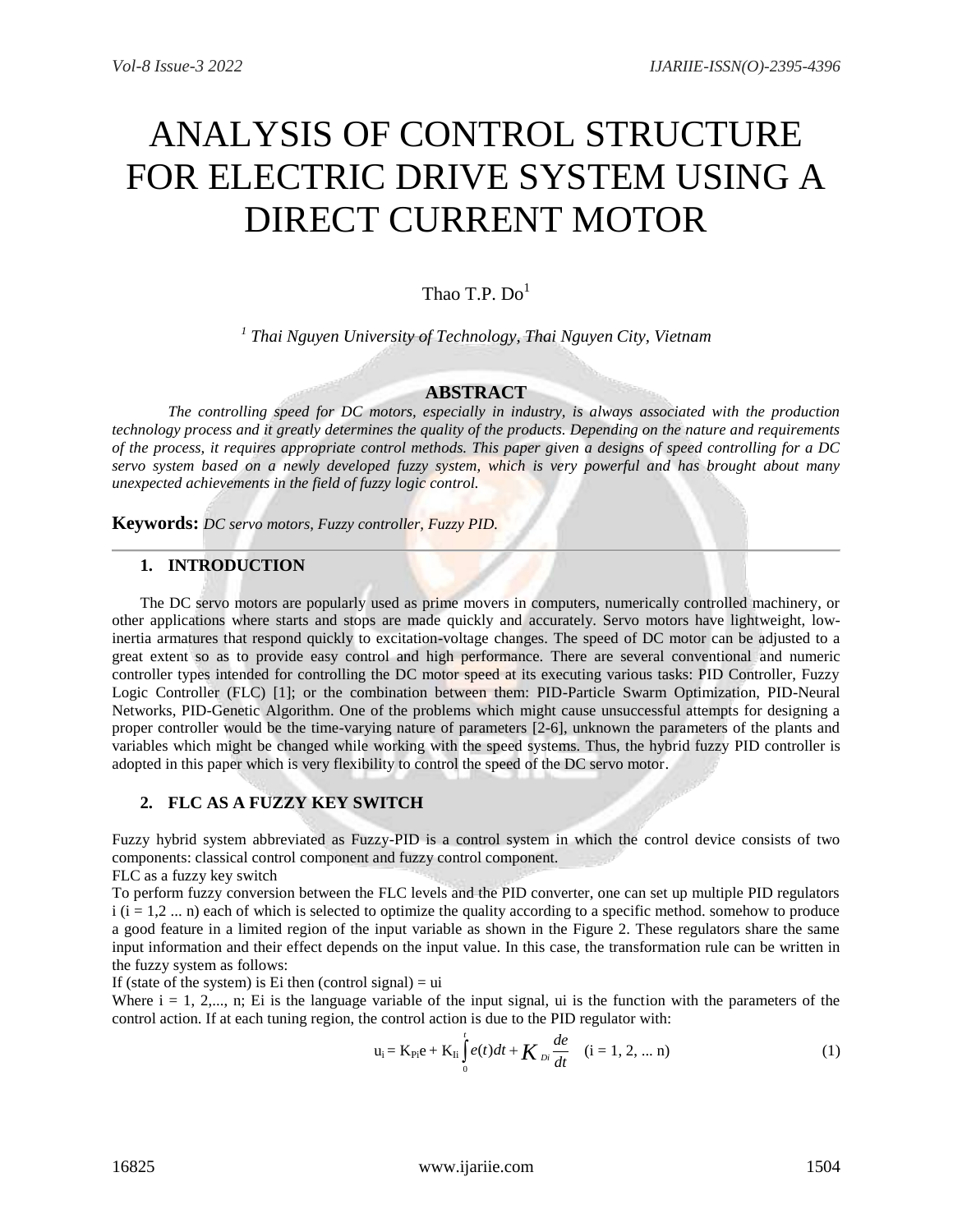# ANALYSIS OF CONTROL STRUCTURE FOR ELECTRIC DRIVE SYSTEM USING A DIRECT CURRENT MOTOR

Thao T.P. Do[1]

[1] *Thai Nguyen University of Technology, Thai Nguyen City, Vietnam*

## ABSTRACT

*The controlling speed for DC motors, especially in industry, is always associated with the production technology process and it greatly determines the quality of the products. Depending on the nature and requirements of the process, it requires appropriate control methods. This paper given a designs of speed controlling for a DC servo system based on a newly developed fuzzy system, which is very powerful and has brought about many unexpected achievements in the field of fuzzy logic control.*

**Keywords:** *DC servo motors, Fuzzy controller, Fuzzy PID.*

## 1. INTRODUCTION

The DC servo motors are popularly used as prime movers in computers, numerically controlled machinery, or other applications where starts and stops are made quickly and accurately. Servo motors have lightweight, low-inertia armatures that respond quickly to excitation-voltage changes. The speed of DC motor can be adjusted to a great extent so as to provide easy control and high performance. There are several conventional and numeric controller types intended for controlling the DC motor speed at its executing various tasks: PID Controller, Fuzzy Logic Controller (FLC) [1]; or the combination between them: PID-Particle Swarm Optimization, PID-Neural Networks, PID-Genetic Algorithm. One of the problems which might cause unsuccessful attempts for designing a proper controller would be the time-varying nature of parameters [2-6], unknown the parameters of the plants and variables which might be changed while working with the speed systems. Thus, the hybrid fuzzy PID controller is adopted in this paper which is very flexibility to control the speed of the DC servo motor.

## 2. FLC AS A FUZZY KEY SWITCH

Fuzzy hybrid system abbreviated as Fuzzy-PID is a control system in which the control device consists of two components: classical control component and fuzzy control component.

FLC as a fuzzy key switch

To perform fuzzy conversion between the FLC levels and the PID converter, one can set up multiple PID regulators i (i = 1,2 ... n) each of which is selected to optimize the quality according to a specific method. somehow to produce a good feature in a limited region of the input variable as shown in the Figure 2. These regulators share the same input information and their effect depends on the input value. In this case, the transformation rule can be written in the fuzzy system as follows:

If (state of the system) is Ei then (control signal) = ui

Where i = 1, 2,..., n; Ei is the language variable of the input signal, ui is the function with the parameters of the control action. If at each tuning region, the control action is due to the PID regulator with:

$$u_i = K_{Pi}e + K_{Ii}\int_0^t e(t)dt + K_{Di}\frac{de}{dt} \quad (i = 1, 2, \ldots n) \tag{1}$$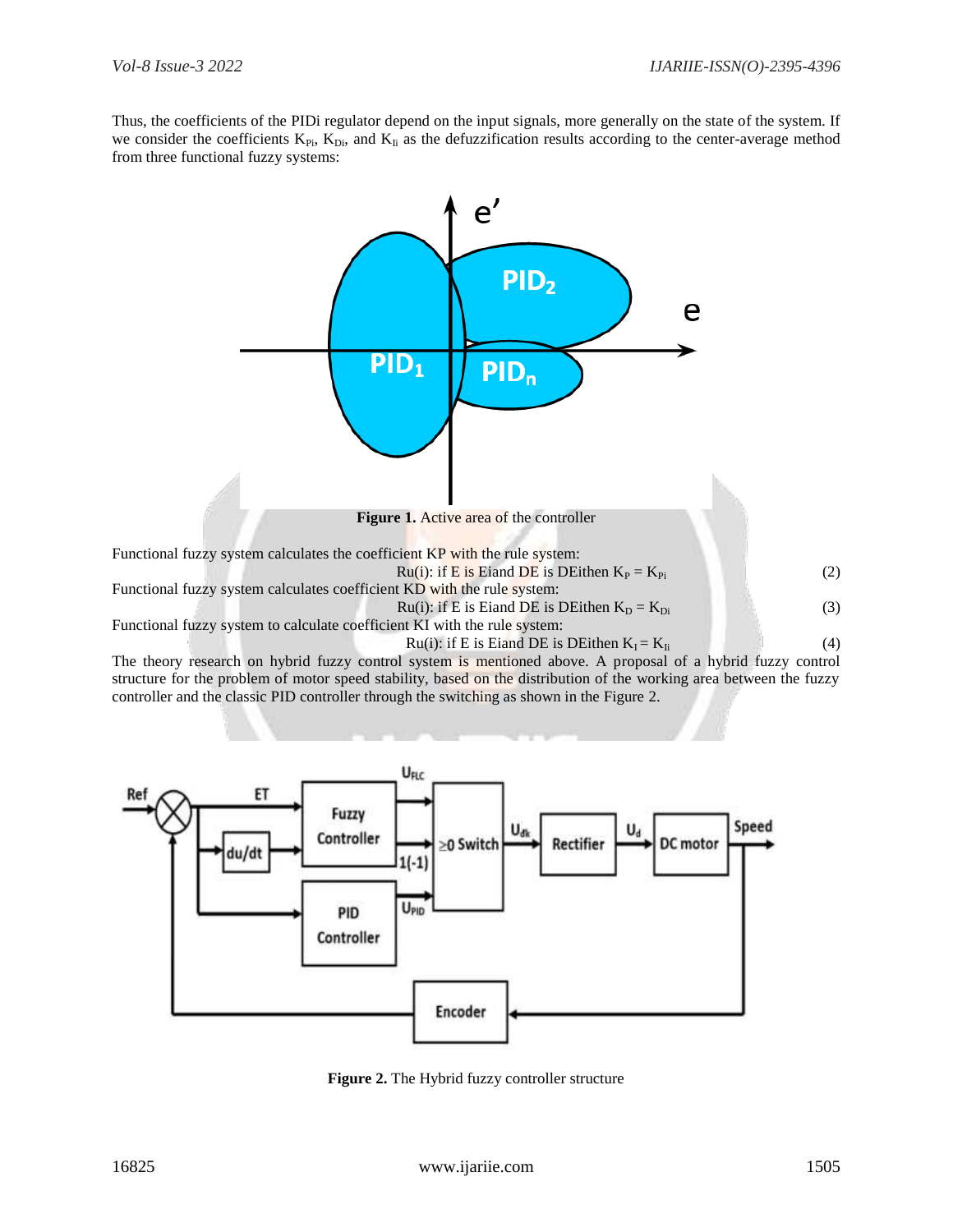Thus, the coefficients of the PIDi regulator depend on the input signals, more generally on the state of the system. If we consider the coefficients $K_{Pi}$, $K_{Di}$, and $K_{Ii}$ as the defuzzification results according to the center-average method from three functional fuzzy systems:

**Figure 1.** Active area of the controller

Functional fuzzy system calculates the coefficient KP with the rule system:

$$\text{Ru(i): if E is Eiand DE is DEithen } K_P = K_{Pi} \tag{2}$$

Functional fuzzy system calculates coefficient KD with the rule system:

$$\text{Ru(i): if E is Eiand DE is DEithen } K_D = K_{Di} \tag{3}$$

Functional fuzzy system to calculate coefficient KI with the rule system:

$$\text{Ru(i): if E is Eiand DE is DEithen } K_I = K_{Ii} \tag{4}$$

The theory research on hybrid fuzzy control system is mentioned above. A proposal of a hybrid fuzzy control structure for the problem of motor speed stability, based on the distribution of the working area between the fuzzy controller and the classic PID controller through the switching as shown in the Figure 2.

**Figure 2.** The Hybrid fuzzy controller structure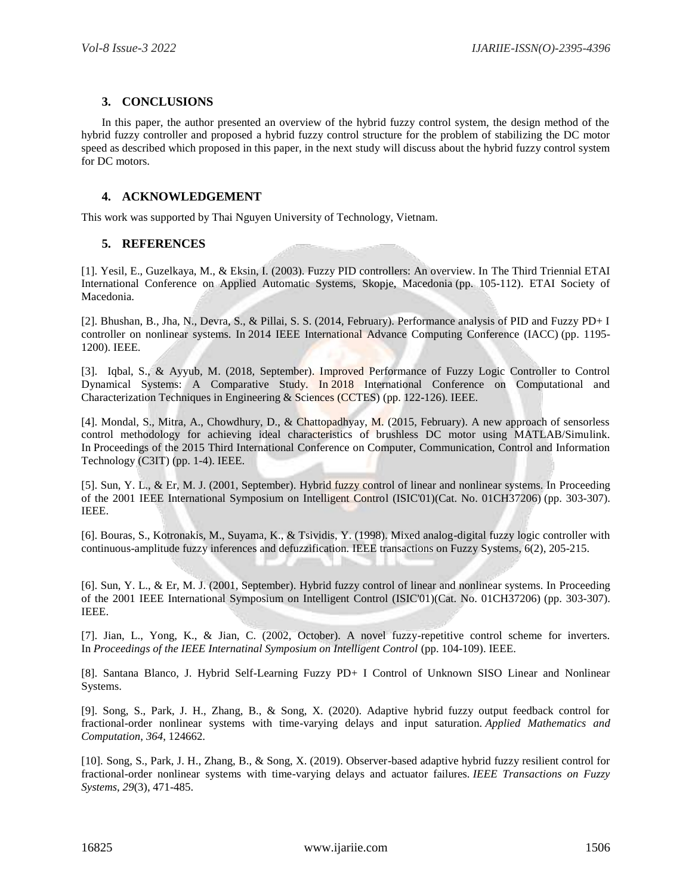## 3. CONCLUSIONS

In this paper, the author presented an overview of the hybrid fuzzy control system, the design method of the hybrid fuzzy controller and proposed a hybrid fuzzy control structure for the problem of stabilizing the DC motor speed as described which proposed in this paper, in the next study will discuss about the hybrid fuzzy control system for DC motors.

## 4. ACKNOWLEDGEMENT

This work was supported by Thai Nguyen University of Technology, Vietnam.

## 5. REFERENCES

[1]. Yesil, E., Guzelkaya, M., & Eksin, I. (2003). Fuzzy PID controllers: An overview. In The Third Triennial ETAI International Conference on Applied Automatic Systems, Skopje, Macedonia (pp. 105-112). ETAI Society of Macedonia.

[2]. Bhushan, B., Jha, N., Devra, S., & Pillai, S. S. (2014, February). Performance analysis of PID and Fuzzy PD+ I controller on nonlinear systems. In 2014 IEEE International Advance Computing Conference (IACC) (pp. 1195-1200). IEEE.

[3]. Iqbal, S., & Ayyub, M. (2018, September). Improved Performance of Fuzzy Logic Controller to Control Dynamical Systems: A Comparative Study. In 2018 International Conference on Computational and Characterization Techniques in Engineering & Sciences (CCTES) (pp. 122-126). IEEE.

[4]. Mondal, S., Mitra, A., Chowdhury, D., & Chattopadhyay, M. (2015, February). A new approach of sensorless control methodology for achieving ideal characteristics of brushless DC motor using MATLAB/Simulink. In Proceedings of the 2015 Third International Conference on Computer, Communication, Control and Information Technology (C3IT) (pp. 1-4). IEEE.

[5]. Sun, Y. L., & Er, M. J. (2001, September). Hybrid fuzzy control of linear and nonlinear systems. In Proceeding of the 2001 IEEE International Symposium on Intelligent Control (ISIC'01)(Cat. No. 01CH37206) (pp. 303-307). IEEE.

[6]. Bouras, S., Kotronakis, M., Suyama, K., & Tsividis, Y. (1998). Mixed analog-digital fuzzy logic controller with continuous-amplitude fuzzy inferences and defuzzification. IEEE transactions on Fuzzy Systems, 6(2), 205-215.

[6]. Sun, Y. L., & Er, M. J. (2001, September). Hybrid fuzzy control of linear and nonlinear systems. In Proceeding of the 2001 IEEE International Symposium on Intelligent Control (ISIC'01)(Cat. No. 01CH37206) (pp. 303-307). IEEE.

[7]. Jian, L., Yong, K., & Jian, C. (2002, October). A novel fuzzy-repetitive control scheme for inverters. In *Proceedings of the IEEE Internatinal Symposium on Intelligent Control* (pp. 104-109). IEEE.

[8]. Santana Blanco, J. Hybrid Self-Learning Fuzzy PD+ I Control of Unknown SISO Linear and Nonlinear Systems.

[9]. Song, S., Park, J. H., Zhang, B., & Song, X. (2020). Adaptive hybrid fuzzy output feedback control for fractional-order nonlinear systems with time-varying delays and input saturation. *Applied Mathematics and Computation*, *364*, 124662.

[10]. Song, S., Park, J. H., Zhang, B., & Song, X. (2019). Observer-based adaptive hybrid fuzzy resilient control for fractional-order nonlinear systems with time-varying delays and actuator failures. *IEEE Transactions on Fuzzy Systems*, *29*(3), 471-485.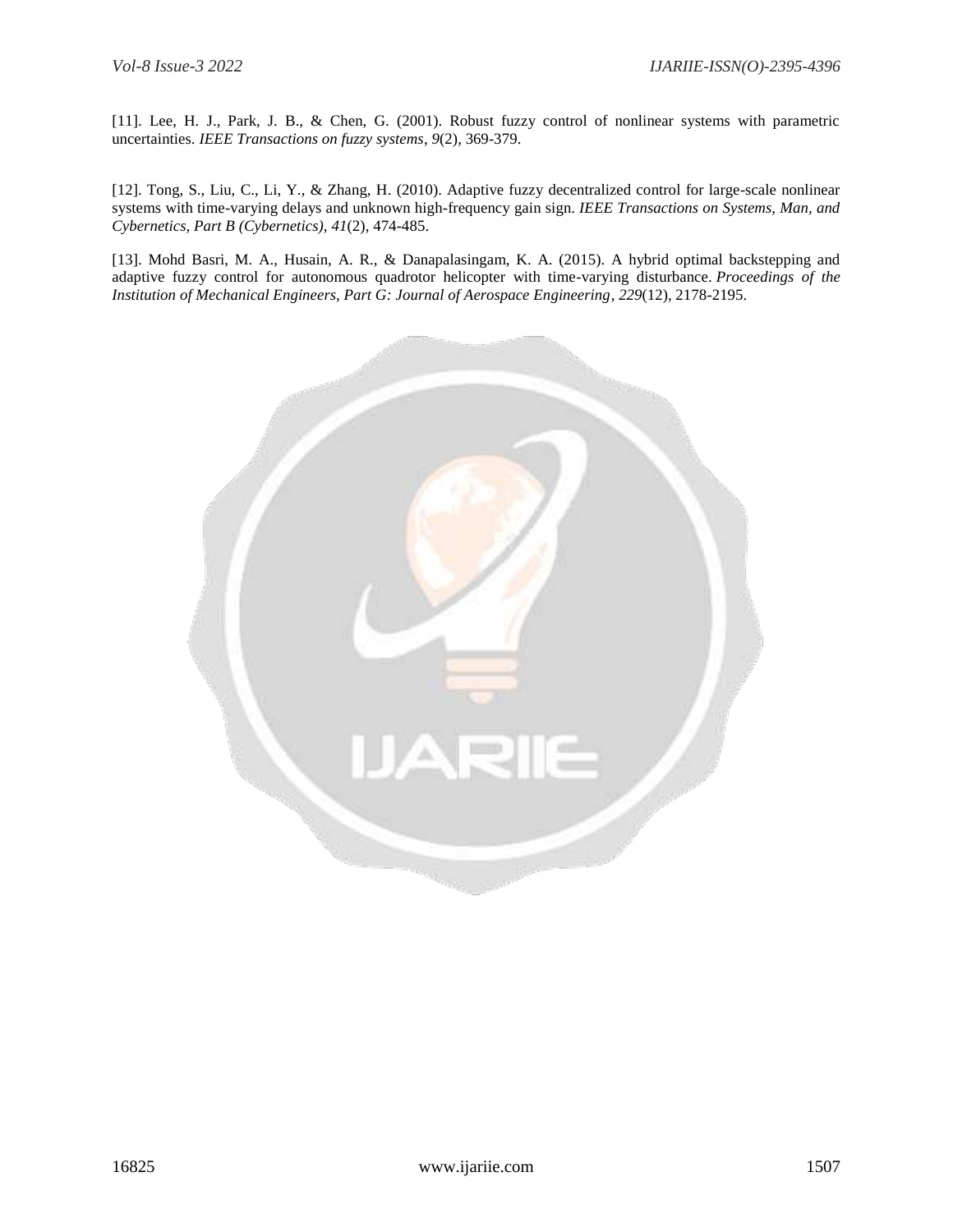[11]. Lee, H. J., Park, J. B., & Chen, G. (2001). Robust fuzzy control of nonlinear systems with parametric uncertainties. *IEEE Transactions on fuzzy systems*, *9*(2), 369-379.

[12]. Tong, S., Liu, C., Li, Y., & Zhang, H. (2010). Adaptive fuzzy decentralized control for large-scale nonlinear systems with time-varying delays and unknown high-frequency gain sign. *IEEE Transactions on Systems, Man, and Cybernetics, Part B (Cybernetics)*, *41*(2), 474-485.

[13]. Mohd Basri, M. A., Husain, A. R., & Danapalasingam, K. A. (2015). A hybrid optimal backstepping and adaptive fuzzy control for autonomous quadrotor helicopter with time-varying disturbance. *Proceedings of the Institution of Mechanical Engineers, Part G: Journal of Aerospace Engineering*, *229*(12), 2178-2195.